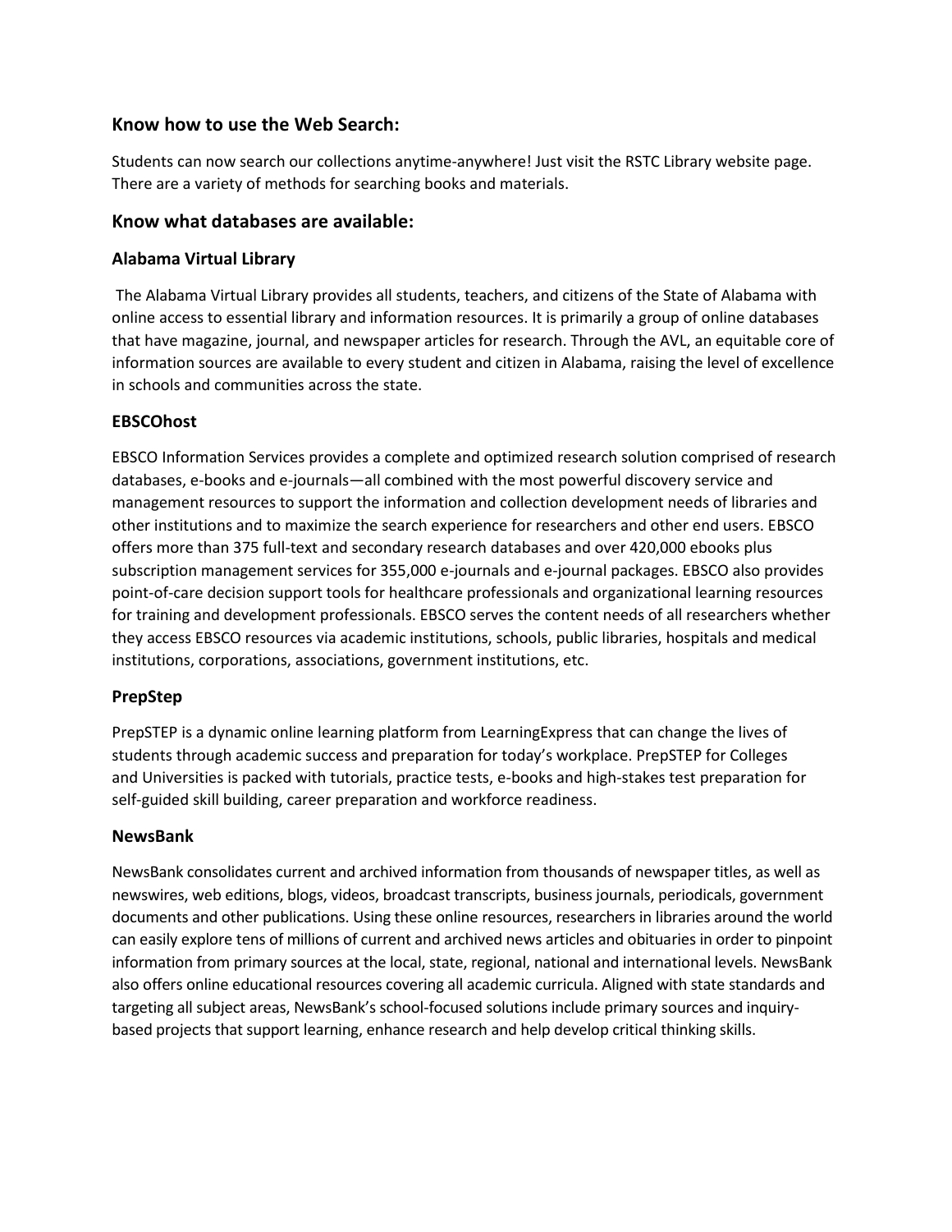## Know how to use the Web Search:

Students can now search our collections anytime-anywhere! Just visit the RSTC Library website page. There are a variety of methods for searching books and materials.

## Know what databases are available:

### Alabama Virtual Library

The Alabama Virtual Library provides all students, teachers, and citizens of the State of Alabama with online access to essential library and information resources. It is primarily a group of online databases that have magazine, journal, and newspaper articles for research. Through the AVL, an equitable core of information sources are available to every student and citizen in Alabama, raising the level of excellence in schools and communities across the state.

### EBSCOhost

EBSCO Information Services provides a complete and optimized research solution comprised of research databases, e-books and e-journals—all combined with the most powerful discovery service and management resources to support the information and collection development needs of libraries and other institutions and to maximize the search experience for researchers and other end users. EBSCO offers more than 375 full-text and secondary research databases and over 420,000 ebooks plus subscription management services for 355,000 e-journals and e-journal packages. EBSCO also provides point-of-care decision support tools for healthcare professionals and organizational learning resources for training and development professionals. EBSCO serves the content needs of all researchers whether they access EBSCO resources via academic institutions, schools, public libraries, hospitals and medical institutions, corporations, associations, government institutions, etc.

### PrepStep

PrepSTEP is a dynamic online learning platform from LearningExpress that can change the lives of students through academic success and preparation for today's workplace. PrepSTEP for Colleges and Universities is packed with tutorials, practice tests, e-books and high-stakes test preparation for self-guided skill building, career preparation and workforce readiness.

### NewsBank

NewsBank consolidates current and archived information from thousands of newspaper titles, as well as newswires, web editions, blogs, videos, broadcast transcripts, business journals, periodicals, government documents and other publications. Using these online resources, researchers in libraries around the world can easily explore tens of millions of current and archived news articles and obituaries in order to pinpoint information from primary sources at the local, state, regional, national and international levels. NewsBank also offers online educational resources covering all academic curricula. Aligned with state standards and targeting all subject areas, NewsBank's school-focused solutions include primary sources and inquiry-based projects that support learning, enhance research and help develop critical thinking skills.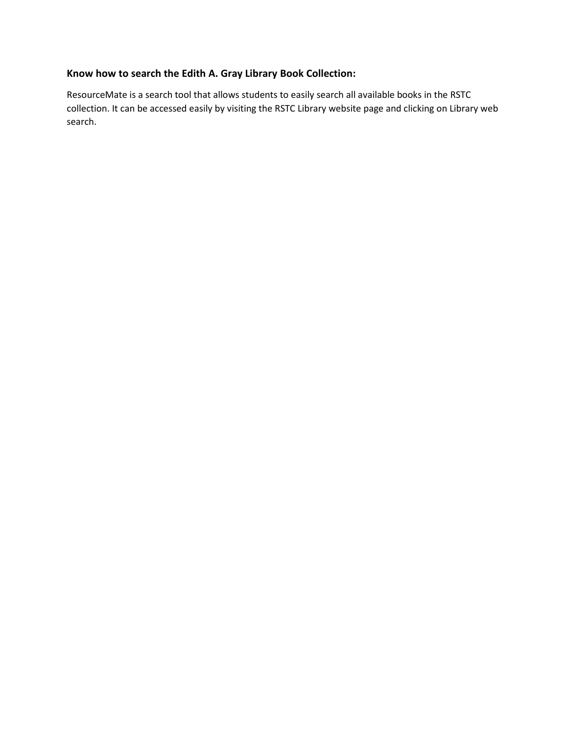**Know how to search the Edith A. Gray Library Book Collection:**

ResourceMate is a search tool that allows students to easily search all available books in the RSTC collection. It can be accessed easily by visiting the RSTC Library website page and clicking on Library web search.